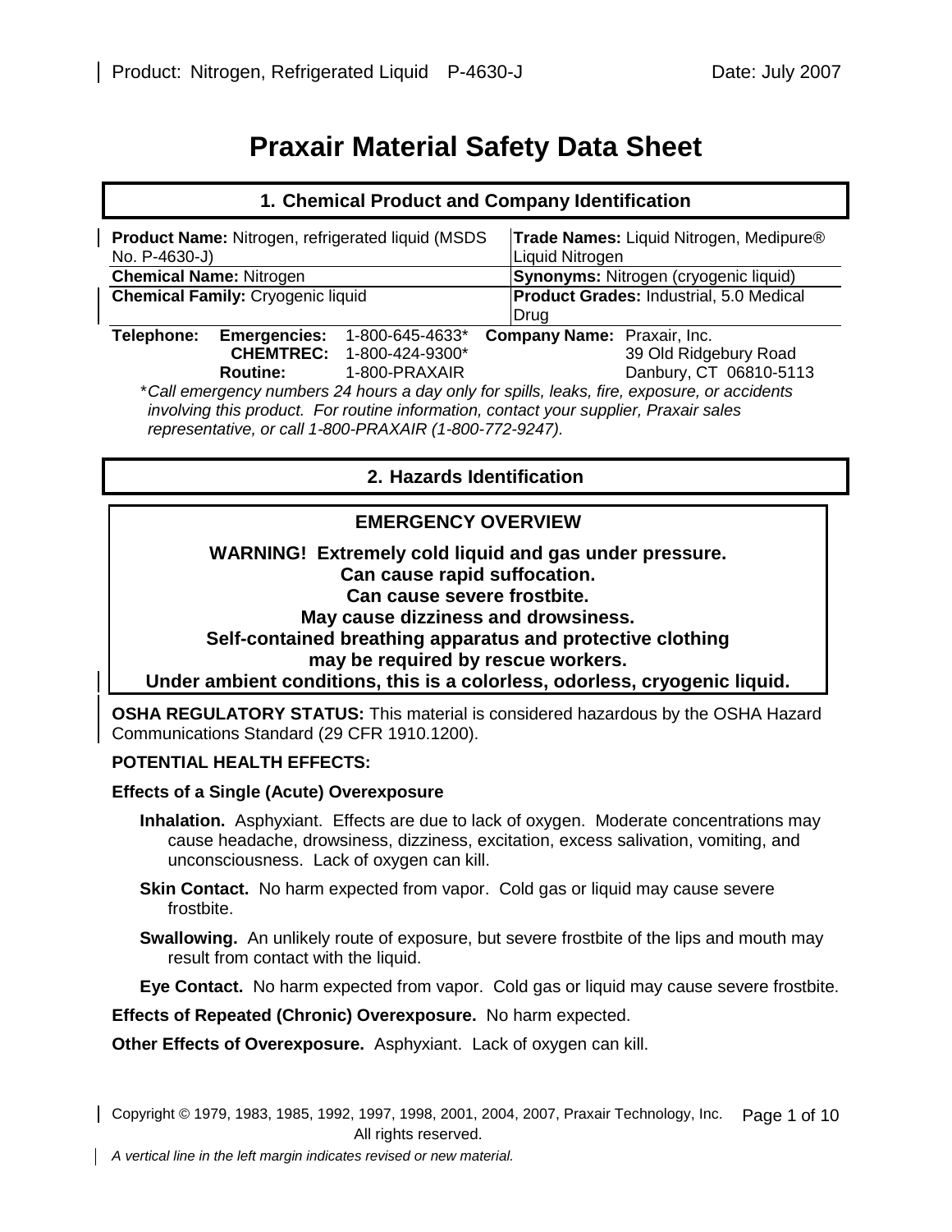# Praxair Material Safety Data Sheet

## 1. Chemical Product and Company Identification

| | |
|---|---|
| **Product Name:** Nitrogen, refrigerated liquid (MSDS No. P-4630-J) | **Trade Names:** Liquid Nitrogen, Medipure® Liquid Nitrogen |
| **Chemical Name:** Nitrogen | **Synonyms:** Nitrogen (cryogenic liquid) |
| **Chemical Family:** Cryogenic liquid | **Product Grades:** Industrial, 5.0 Medical Drug |

| Telephone: | | | Company Name: |
|---|---|---|---|
| | **Emergencies:** | 1-800-645-4633* | Praxair, Inc. |
| | **CHEMTREC:** | 1-800-424-9300* | 39 Old Ridgebury Road |
| | **Routine:** | 1-800-PRAXAIR | Danbury, CT 06810-5113 |

*\*Call emergency numbers 24 hours a day only for spills, leaks, fire, exposure, or accidents involving this product. For routine information, contact your supplier, Praxair sales representative, or call 1-800-PRAXAIR (1-800-772-9247).*

## 2. Hazards Identification

### EMERGENCY OVERVIEW

**WARNING! Extremely cold liquid and gas under pressure.**
**Can cause rapid suffocation.**
**Can cause severe frostbite.**
**May cause dizziness and drowsiness.**
**Self-contained breathing apparatus and protective clothing may be required by rescue workers.**
**Under ambient conditions, this is a colorless, odorless, cryogenic liquid.**

**OSHA REGULATORY STATUS:** This material is considered hazardous by the OSHA Hazard Communications Standard (29 CFR 1910.1200).

**POTENTIAL HEALTH EFFECTS:**

**Effects of a Single (Acute) Overexposure**

**Inhalation.** Asphyxiant. Effects are due to lack of oxygen. Moderate concentrations may cause headache, drowsiness, dizziness, excitation, excess salivation, vomiting, and unconsciousness. Lack of oxygen can kill.

**Skin Contact.** No harm expected from vapor. Cold gas or liquid may cause severe frostbite.

**Swallowing.** An unlikely route of exposure, but severe frostbite of the lips and mouth may result from contact with the liquid.

**Eye Contact.** No harm expected from vapor. Cold gas or liquid may cause severe frostbite.

**Effects of Repeated (Chronic) Overexposure.** No harm expected.

**Other Effects of Overexposure.** Asphyxiant. Lack of oxygen can kill.

Copyright © 1979, 1983, 1985, 1992, 1997, 1998, 2001, 2004, 2007, Praxair Technology, Inc. All rights reserved.

*A vertical line in the left margin indicates revised or new material.*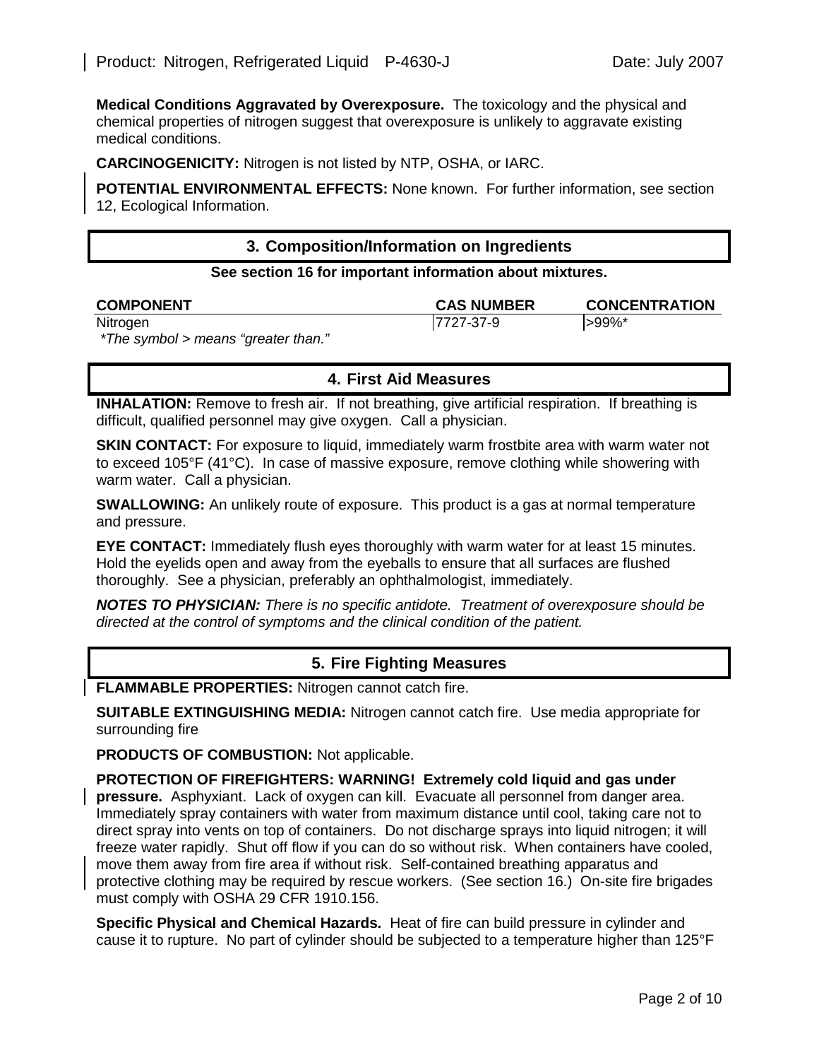**Medical Conditions Aggravated by Overexposure.** The toxicology and the physical and chemical properties of nitrogen suggest that overexposure is unlikely to aggravate existing medical conditions.

**CARCINOGENICITY:** Nitrogen is not listed by NTP, OSHA, or IARC.

**POTENTIAL ENVIRONMENTAL EFFECTS:** None known. For further information, see section 12, Ecological Information.

## 3. Composition/Information on Ingredients

**See section 16 for important information about mixtures.**

| COMPONENT | CAS NUMBER | CONCENTRATION |
|---|---|---|
| Nitrogen | 7727-37-9 | >99%* |

*\*The symbol > means "greater than."*

## 4. First Aid Measures

**INHALATION:** Remove to fresh air. If not breathing, give artificial respiration. If breathing is difficult, qualified personnel may give oxygen. Call a physician.

**SKIN CONTACT:** For exposure to liquid, immediately warm frostbite area with warm water not to exceed 105°F (41°C). In case of massive exposure, remove clothing while showering with warm water. Call a physician.

**SWALLOWING:** An unlikely route of exposure. This product is a gas at normal temperature and pressure.

**EYE CONTACT:** Immediately flush eyes thoroughly with warm water for at least 15 minutes. Hold the eyelids open and away from the eyeballs to ensure that all surfaces are flushed thoroughly. See a physician, preferably an ophthalmologist, immediately.

***NOTES TO PHYSICIAN:*** *There is no specific antidote. Treatment of overexposure should be directed at the control of symptoms and the clinical condition of the patient.*

## 5. Fire Fighting Measures

**FLAMMABLE PROPERTIES:** Nitrogen cannot catch fire.

**SUITABLE EXTINGUISHING MEDIA:** Nitrogen cannot catch fire. Use media appropriate for surrounding fire

**PRODUCTS OF COMBUSTION:** Not applicable.

**PROTECTION OF FIREFIGHTERS: WARNING! Extremely cold liquid and gas under pressure.** Asphyxiant. Lack of oxygen can kill. Evacuate all personnel from danger area. Immediately spray containers with water from maximum distance until cool, taking care not to direct spray into vents on top of containers. Do not discharge sprays into liquid nitrogen; it will freeze water rapidly. Shut off flow if you can do so without risk. When containers have cooled, move them away from fire area if without risk. Self-contained breathing apparatus and protective clothing may be required by rescue workers. (See section 16.) On-site fire brigades must comply with OSHA 29 CFR 1910.156.

**Specific Physical and Chemical Hazards.** Heat of fire can build pressure in cylinder and cause it to rupture. No part of cylinder should be subjected to a temperature higher than 125°F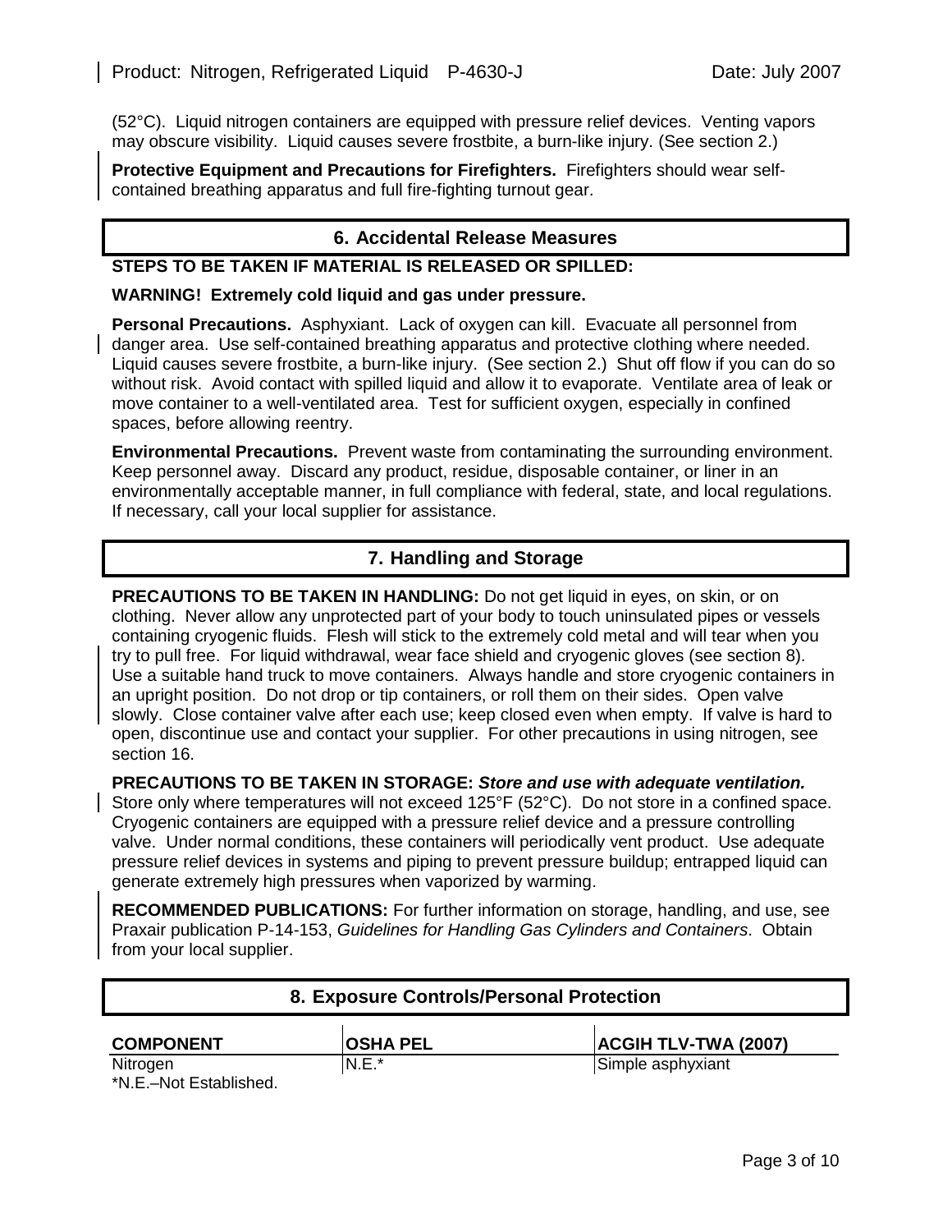(52°C). Liquid nitrogen containers are equipped with pressure relief devices. Venting vapors may obscure visibility. Liquid causes severe frostbite, a burn-like injury. (See section 2.)

**Protective Equipment and Precautions for Firefighters.** Firefighters should wear self-contained breathing apparatus and full fire-fighting turnout gear.

## 6. Accidental Release Measures

**STEPS TO BE TAKEN IF MATERIAL IS RELEASED OR SPILLED:**

**WARNING! Extremely cold liquid and gas under pressure.**

**Personal Precautions.** Asphyxiant. Lack of oxygen can kill. Evacuate all personnel from danger area. Use self-contained breathing apparatus and protective clothing where needed. Liquid causes severe frostbite, a burn-like injury. (See section 2.) Shut off flow if you can do so without risk. Avoid contact with spilled liquid and allow it to evaporate. Ventilate area of leak or move container to a well-ventilated area. Test for sufficient oxygen, especially in confined spaces, before allowing reentry.

**Environmental Precautions.** Prevent waste from contaminating the surrounding environment. Keep personnel away. Discard any product, residue, disposable container, or liner in an environmentally acceptable manner, in full compliance with federal, state, and local regulations. If necessary, call your local supplier for assistance.

## 7. Handling and Storage

**PRECAUTIONS TO BE TAKEN IN HANDLING:** Do not get liquid in eyes, on skin, or on clothing. Never allow any unprotected part of your body to touch uninsulated pipes or vessels containing cryogenic fluids. Flesh will stick to the extremely cold metal and will tear when you try to pull free. For liquid withdrawal, wear face shield and cryogenic gloves (see section 8). Use a suitable hand truck to move containers. Always handle and store cryogenic containers in an upright position. Do not drop or tip containers, or roll them on their sides. Open valve slowly. Close container valve after each use; keep closed even when empty. If valve is hard to open, discontinue use and contact your supplier. For other precautions in using nitrogen, see section 16.

**PRECAUTIONS TO BE TAKEN IN STORAGE:** ***Store and use with adequate ventilation.*** Store only where temperatures will not exceed 125°F (52°C). Do not store in a confined space. Cryogenic containers are equipped with a pressure relief device and a pressure controlling valve. Under normal conditions, these containers will periodically vent product. Use adequate pressure relief devices in systems and piping to prevent pressure buildup; entrapped liquid can generate extremely high pressures when vaporized by warming.

**RECOMMENDED PUBLICATIONS:** For further information on storage, handling, and use, see Praxair publication P-14-153, *Guidelines for Handling Gas Cylinders and Containers*. Obtain from your local supplier.

## 8. Exposure Controls/Personal Protection

| COMPONENT | OSHA PEL | ACGIH TLV-TWA (2007) |
|---|---|---|
| Nitrogen | N.E.* | Simple asphyxiant |

*N.E.–Not Established.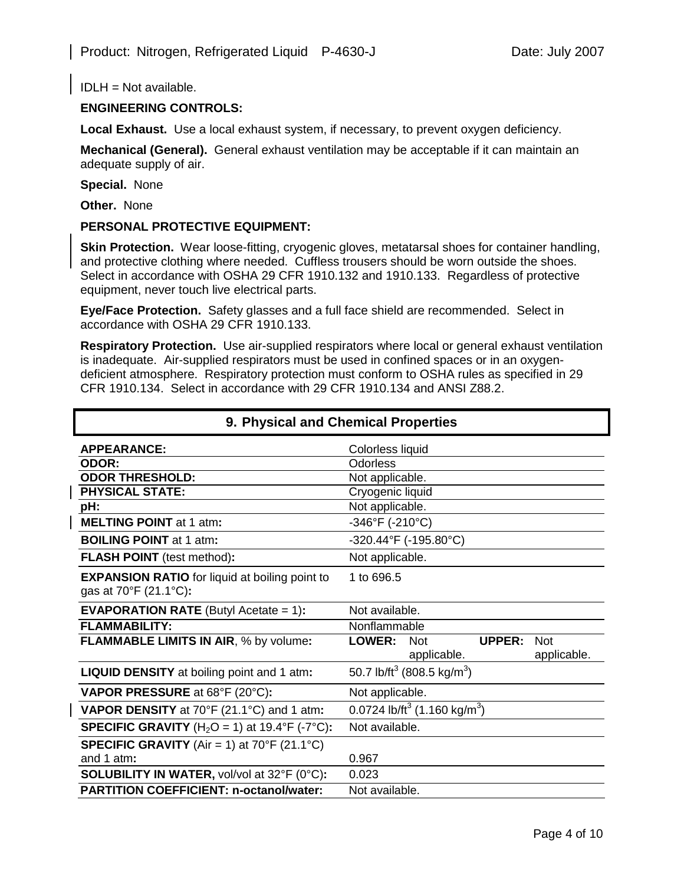IDLH = Not available.

**ENGINEERING CONTROLS:**

**Local Exhaust.** Use a local exhaust system, if necessary, to prevent oxygen deficiency.

**Mechanical (General).** General exhaust ventilation may be acceptable if it can maintain an adequate supply of air.

**Special.** None

**Other.** None

**PERSONAL PROTECTIVE EQUIPMENT:**

**Skin Protection.** Wear loose-fitting, cryogenic gloves, metatarsal shoes for container handling, and protective clothing where needed. Cuffless trousers should be worn outside the shoes. Select in accordance with OSHA 29 CFR 1910.132 and 1910.133. Regardless of protective equipment, never touch live electrical parts.

**Eye/Face Protection.** Safety glasses and a full face shield are recommended. Select in accordance with OSHA 29 CFR 1910.133.

**Respiratory Protection.** Use air-supplied respirators where local or general exhaust ventilation is inadequate. Air-supplied respirators must be used in confined spaces or in an oxygen-deficient atmosphere. Respiratory protection must conform to OSHA rules as specified in 29 CFR 1910.134. Select in accordance with 29 CFR 1910.134 and ANSI Z88.2.

## 9. Physical and Chemical Properties

| Property | Value |
|---|---|
| **APPEARANCE:** | Colorless liquid |
| **ODOR:** | Odorless |
| **ODOR THRESHOLD:** | Not applicable. |
| **PHYSICAL STATE:** | Cryogenic liquid |
| **pH:** | Not applicable. |
| **MELTING POINT** at 1 atm**:** | -346°F (-210°C) |
| **BOILING POINT** at 1 atm**:** | -320.44°F (-195.80°C) |
| **FLASH POINT** (test method)**:** | Not applicable. |
| **EXPANSION RATIO** for liquid at boiling point to gas at 70°F (21.1°C)**:** | 1 to 696.5 |
| **EVAPORATION RATE** (Butyl Acetate = 1)**:** | Not available. |
| **FLAMMABILITY:** | Nonflammable |
| **FLAMMABLE LIMITS IN AIR**, % by volume**:** | **LOWER:** Not applicable. **UPPER:** Not applicable. |
| **LIQUID DENSITY** at boiling point and 1 atm**:** | 50.7 $lb/ft^3$ (808.5 $kg/m^3$) |
| **VAPOR PRESSURE** at 68°F (20°C)**:** | Not applicable. |
| **VAPOR DENSITY** at 70°F (21.1°C) and 1 atm**:** | 0.0724 $lb/ft^3$ (1.160 $kg/m^3$) |
| **SPECIFIC GRAVITY** ($H_2O$ = 1) at 19.4°F (-7°C)**:** | Not available. |
| **SPECIFIC GRAVITY** (Air = 1) at 70°F (21.1°C) and 1 atm**:** | 0.967 |
| **SOLUBILITY IN WATER,** vol/vol at 32°F (0°C)**:** | 0.023 |
| **PARTITION COEFFICIENT: n-octanol/water:** | Not available. |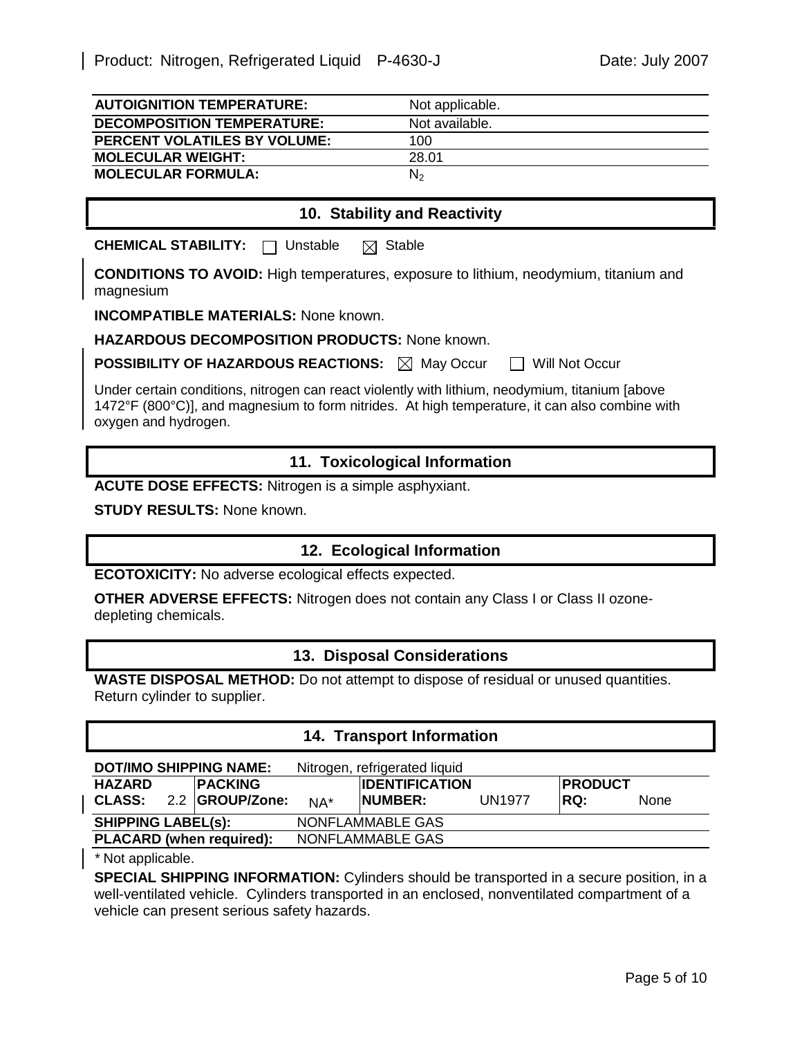| | |
|---|---|
| **AUTOIGNITION TEMPERATURE:** | Not applicable. |
| **DECOMPOSITION TEMPERATURE:** | Not available. |
| **PERCENT VOLATILES BY VOLUME:** | 100 |
| **MOLECULAR WEIGHT:** | 28.01 |
| **MOLECULAR FORMULA:** | $N_2$ |

## 10. Stability and Reactivity

**CHEMICAL STABILITY:** ☐ Unstable ☒ Stable

**CONDITIONS TO AVOID:** High temperatures, exposure to lithium, neodymium, titanium and magnesium

**INCOMPATIBLE MATERIALS:** None known.

**HAZARDOUS DECOMPOSITION PRODUCTS:** None known.

**POSSIBILITY OF HAZARDOUS REACTIONS:** ☒ May Occur ☐ Will Not Occur

Under certain conditions, nitrogen can react violently with lithium, neodymium, titanium [above 1472°F (800°C)], and magnesium to form nitrides. At high temperature, it can also combine with oxygen and hydrogen.

## 11. Toxicological Information

**ACUTE DOSE EFFECTS:** Nitrogen is a simple asphyxiant.

**STUDY RESULTS:** None known.

## 12. Ecological Information

**ECOTOXICITY:** No adverse ecological effects expected.

**OTHER ADVERSE EFFECTS:** Nitrogen does not contain any Class I or Class II ozone-depleting chemicals.

## 13. Disposal Considerations

**WASTE DISPOSAL METHOD:** Do not attempt to dispose of residual or unused quantities. Return cylinder to supplier.

## 14. Transport Information

**DOT/IMO SHIPPING NAME:** Nitrogen, refrigerated liquid

| **HAZARD CLASS:** | 2.2 | **PACKING GROUP/Zone:** | NA* | **IDENTIFICATION NUMBER:** | UN1977 | **PRODUCT RQ:** | None |
|---|---|---|---|---|---|---|---|

**SHIPPING LABEL(s):** NONFLAMMABLE GAS

**PLACARD (when required):** NONFLAMMABLE GAS

* Not applicable.

**SPECIAL SHIPPING INFORMATION:** Cylinders should be transported in a secure position, in a well-ventilated vehicle. Cylinders transported in an enclosed, nonventilated compartment of a vehicle can present serious safety hazards.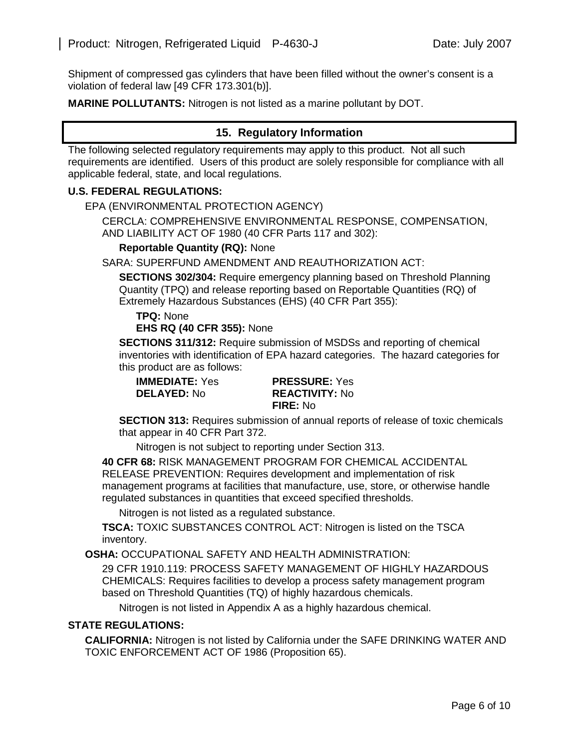Shipment of compressed gas cylinders that have been filled without the owner's consent is a violation of federal law [49 CFR 173.301(b)].

**MARINE POLLUTANTS:** Nitrogen is not listed as a marine pollutant by DOT.

## 15. Regulatory Information

The following selected regulatory requirements may apply to this product. Not all such requirements are identified. Users of this product are solely responsible for compliance with all applicable federal, state, and local regulations.

**U.S. FEDERAL REGULATIONS:**

EPA (ENVIRONMENTAL PROTECTION AGENCY)

CERCLA: COMPREHENSIVE ENVIRONMENTAL RESPONSE, COMPENSATION, AND LIABILITY ACT OF 1980 (40 CFR Parts 117 and 302):

**Reportable Quantity (RQ):** None

SARA: SUPERFUND AMENDMENT AND REAUTHORIZATION ACT:

**SECTIONS 302/304:** Require emergency planning based on Threshold Planning Quantity (TPQ) and release reporting based on Reportable Quantities (RQ) of Extremely Hazardous Substances (EHS) (40 CFR Part 355):

**TPQ:** None
**EHS RQ (40 CFR 355):** None

**SECTIONS 311/312:** Require submission of MSDSs and reporting of chemical inventories with identification of EPA hazard categories. The hazard categories for this product are as follows:

**IMMEDIATE:** Yes
**DELAYED:** No
**PRESSURE:** Yes
**REACTIVITY:** No
**FIRE:** No

**SECTION 313:** Requires submission of annual reports of release of toxic chemicals that appear in 40 CFR Part 372.

Nitrogen is not subject to reporting under Section 313.

**40 CFR 68:** RISK MANAGEMENT PROGRAM FOR CHEMICAL ACCIDENTAL RELEASE PREVENTION: Requires development and implementation of risk management programs at facilities that manufacture, use, store, or otherwise handle regulated substances in quantities that exceed specified thresholds.

Nitrogen is not listed as a regulated substance.

**TSCA:** TOXIC SUBSTANCES CONTROL ACT: Nitrogen is listed on the TSCA inventory.

**OSHA:** OCCUPATIONAL SAFETY AND HEALTH ADMINISTRATION:

29 CFR 1910.119: PROCESS SAFETY MANAGEMENT OF HIGHLY HAZARDOUS CHEMICALS: Requires facilities to develop a process safety management program based on Threshold Quantities (TQ) of highly hazardous chemicals.

Nitrogen is not listed in Appendix A as a highly hazardous chemical.

**STATE REGULATIONS:**

**CALIFORNIA:** Nitrogen is not listed by California under the SAFE DRINKING WATER AND TOXIC ENFORCEMENT ACT OF 1986 (Proposition 65).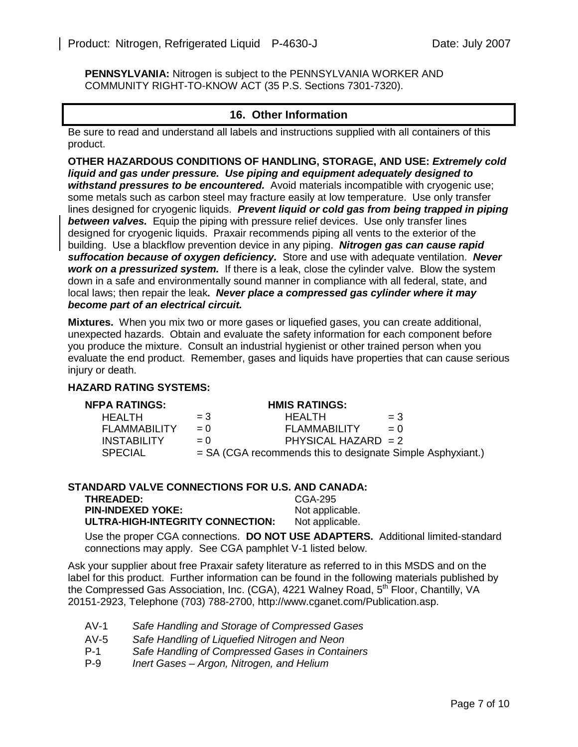**PENNSYLVANIA:** Nitrogen is subject to the PENNSYLVANIA WORKER AND COMMUNITY RIGHT-TO-KNOW ACT (35 P.S. Sections 7301-7320).

## 16. Other Information

Be sure to read and understand all labels and instructions supplied with all containers of this product.

**OTHER HAZARDOUS CONDITIONS OF HANDLING, STORAGE, AND USE:** ***Extremely cold liquid and gas under pressure. Use piping and equipment adequately designed to withstand pressures to be encountered.*** Avoid materials incompatible with cryogenic use; some metals such as carbon steel may fracture easily at low temperature. Use only transfer lines designed for cryogenic liquids. ***Prevent liquid or cold gas from being trapped in piping between valves.*** Equip the piping with pressure relief devices. Use only transfer lines designed for cryogenic liquids. Praxair recommends piping all vents to the exterior of the building. Use a blackflow prevention device in any piping. ***Nitrogen gas can cause rapid suffocation because of oxygen deficiency.*** Store and use with adequate ventilation. ***Never work on a pressurized system.*** If there is a leak, close the cylinder valve. Blow the system down in a safe and environmentally sound manner in compliance with all federal, state, and local laws; then repair the leak**.** ***Never place a compressed gas cylinder where it may become part of an electrical circuit.***

**Mixtures.** When you mix two or more gases or liquefied gases, you can create additional, unexpected hazards. Obtain and evaluate the safety information for each component before you produce the mixture. Consult an industrial hygienist or other trained person when you evaluate the end product. Remember, gases and liquids have properties that can cause serious injury or death.

**HAZARD RATING SYSTEMS:**

| **NFPA RATINGS:** | | **HMIS RATINGS:** | |
|---|---|---|---|
| HEALTH | = 3 | HEALTH | = 3 |
| FLAMMABILITY | = 0 | FLAMMABILITY | = 0 |
| INSTABILITY | = 0 | PHYSICAL HAZARD | = 2 |
| SPECIAL | = SA (CGA recommends this to designate Simple Asphyxiant.) | | |

**STANDARD VALVE CONNECTIONS FOR U.S. AND CANADA:**

| | |
|---|---|
| **THREADED:** | CGA-295 |
| **PIN-INDEXED YOKE:** | Not applicable. |
| **ULTRA-HIGH-INTEGRITY CONNECTION:** | Not applicable. |

Use the proper CGA connections. **DO NOT USE ADAPTERS.** Additional limited-standard connections may apply. See CGA pamphlet V-1 listed below.

Ask your supplier about free Praxair safety literature as referred to in this MSDS and on the label for this product. Further information can be found in the following materials published by the Compressed Gas Association, Inc. (CGA), 4221 Walney Road, 5th Floor, Chantilly, VA 20151-2923, Telephone (703) 788-2700, http://www.cganet.com/Publication.asp.

- AV-1 *Safe Handling and Storage of Compressed Gases*
- AV-5 *Safe Handling of Liquefied Nitrogen and Neon*
- P-1 *Safe Handling of Compressed Gases in Containers*
- P-9 *Inert Gases – Argon, Nitrogen, and Helium*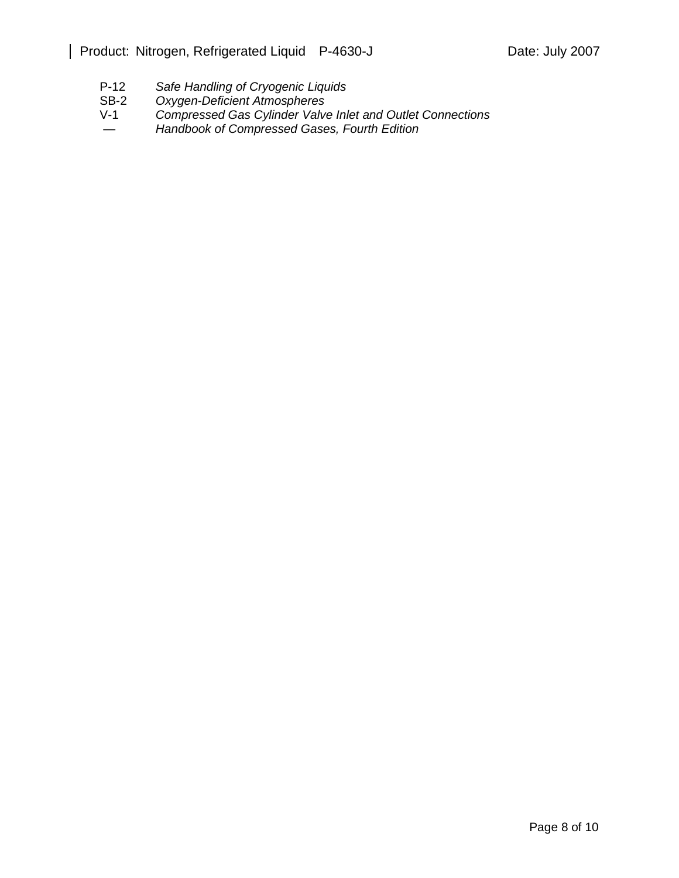| | |
|---|---|
| P-12 | *Safe Handling of Cryogenic Liquids* |
| SB-2 | *Oxygen-Deficient Atmospheres* |
| V-1 | *Compressed Gas Cylinder Valve Inlet and Outlet Connections* |
| — | *Handbook of Compressed Gases, Fourth Edition* |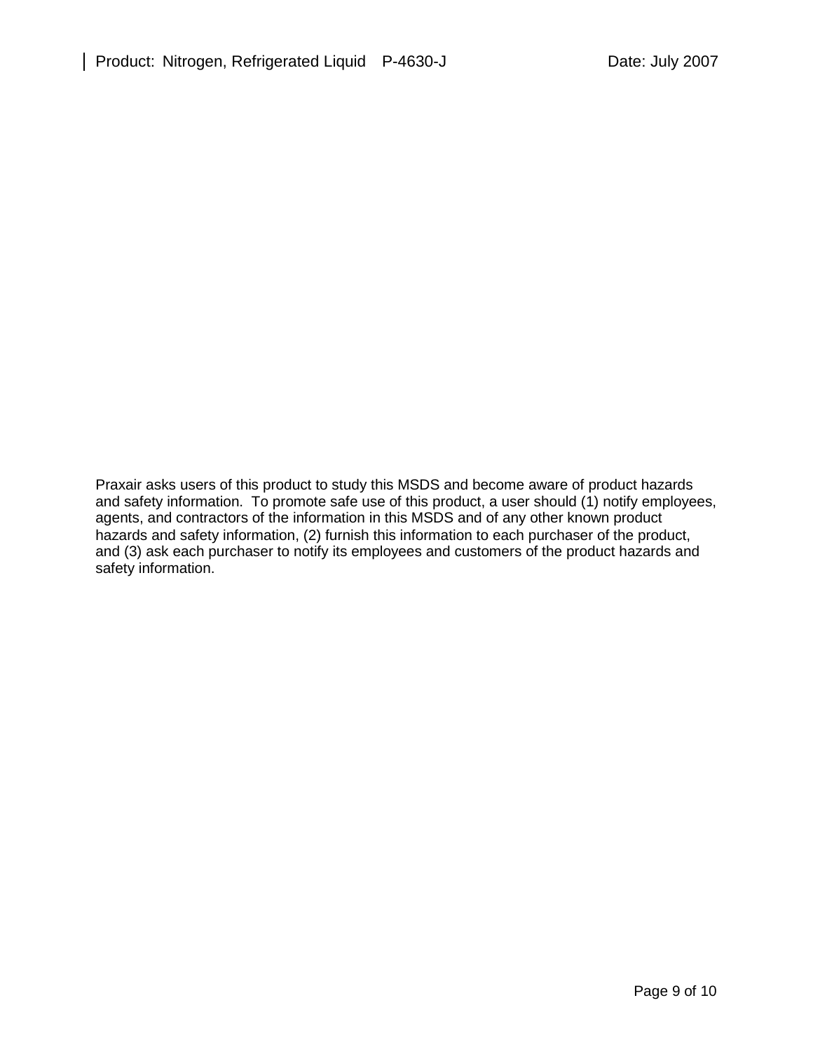Praxair asks users of this product to study this MSDS and become aware of product hazards and safety information. To promote safe use of this product, a user should (1) notify employees, agents, and contractors of the information in this MSDS and of any other known product hazards and safety information, (2) furnish this information to each purchaser of the product, and (3) ask each purchaser to notify its employees and customers of the product hazards and safety information.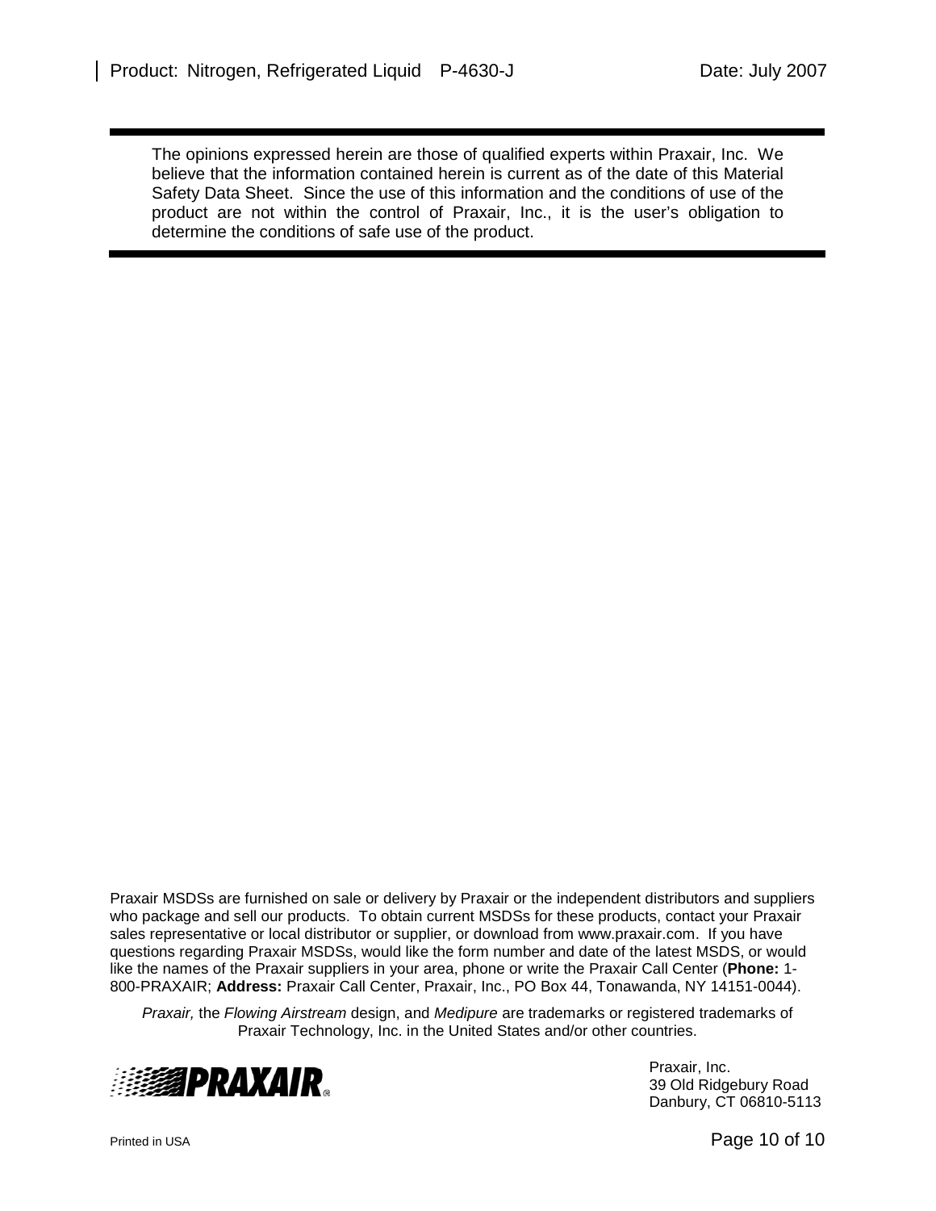The opinions expressed herein are those of qualified experts within Praxair, Inc. We believe that the information contained herein is current as of the date of this Material Safety Data Sheet. Since the use of this information and the conditions of use of the product are not within the control of Praxair, Inc., it is the user's obligation to determine the conditions of safe use of the product.

Praxair MSDSs are furnished on sale or delivery by Praxair or the independent distributors and suppliers who package and sell our products. To obtain current MSDSs for these products, contact your Praxair sales representative or local distributor or supplier, or download from www.praxair.com. If you have questions regarding Praxair MSDSs, would like the form number and date of the latest MSDS, or would like the names of the Praxair suppliers in your area, phone or write the Praxair Call Center (**Phone:** 1-800-PRAXAIR; **Address:** Praxair Call Center, Praxair, Inc., PO Box 44, Tonawanda, NY 14151-0044).

*Praxair,* the *Flowing Airstream* design, and *Medipure* are trademarks or registered trademarks of Praxair Technology, Inc. in the United States and/or other countries.

PRAXAIR®

Praxair, Inc.
39 Old Ridgebury Road
Danbury, CT 06810-5113

Printed in USA